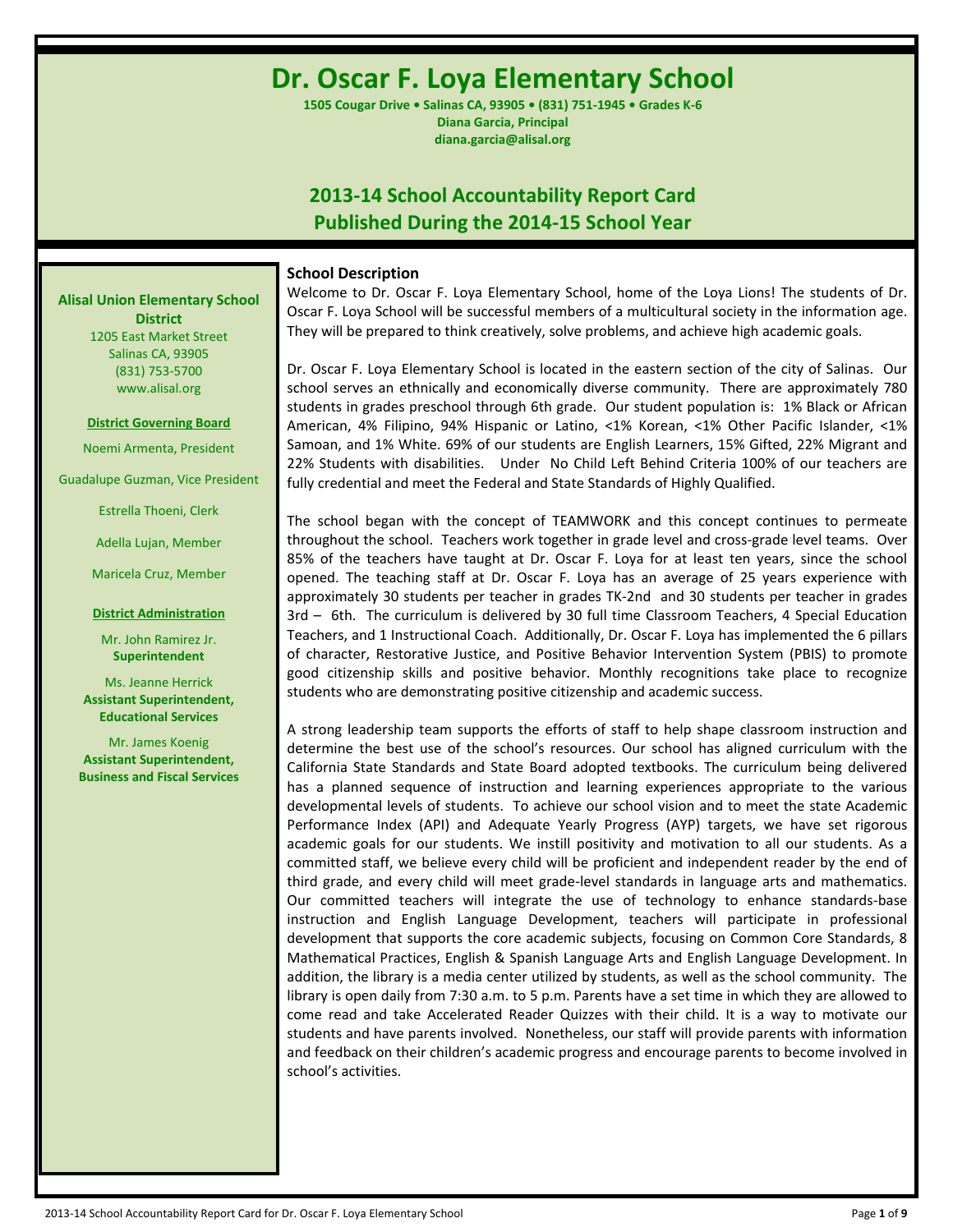# Dr. Oscar F. Loya Elementary School

**1505 Cougar Drive • Salinas CA, 93905 • (831) 751-1945 • Grades K-6**
**Diana Garcia, Principal**
**diana.garcia@alisal.org**

## 2013-14 School Accountability Report Card
## Published During the 2014-15 School Year

**Alisal Union Elementary School District**
1205 East Market Street
Salinas CA, 93905
(831) 753-5700
www.alisal.org

**District Governing Board**

Noemi Armenta, President

Guadalupe Guzman, Vice President

Estrella Thoeni, Clerk

Adella Lujan, Member

Maricela Cruz, Member

**District Administration**

Mr. John Ramirez Jr.
**Superintendent**

Ms. Jeanne Herrick
**Assistant Superintendent, Educational Services**

Mr. James Koenig
**Assistant Superintendent, Business and Fiscal Services**

### School Description

Welcome to Dr. Oscar F. Loya Elementary School, home of the Loya Lions! The students of Dr. Oscar F. Loya School will be successful members of a multicultural society in the information age. They will be prepared to think creatively, solve problems, and achieve high academic goals.

Dr. Oscar F. Loya Elementary School is located in the eastern section of the city of Salinas. Our school serves an ethnically and economically diverse community. There are approximately 780 students in grades preschool through 6th grade. Our student population is: 1% Black or African American, 4% Filipino, 94% Hispanic or Latino, <1% Korean, <1% Other Pacific Islander, <1% Samoan, and 1% White. 69% of our students are English Learners, 15% Gifted, 22% Migrant and 22% Students with disabilities. Under No Child Left Behind Criteria 100% of our teachers are fully credential and meet the Federal and State Standards of Highly Qualified.

The school began with the concept of TEAMWORK and this concept continues to permeate throughout the school. Teachers work together in grade level and cross-grade level teams. Over 85% of the teachers have taught at Dr. Oscar F. Loya for at least ten years, since the school opened. The teaching staff at Dr. Oscar F. Loya has an average of 25 years experience with approximately 30 students per teacher in grades TK-2nd and 30 students per teacher in grades 3rd – 6th. The curriculum is delivered by 30 full time Classroom Teachers, 4 Special Education Teachers, and 1 Instructional Coach. Additionally, Dr. Oscar F. Loya has implemented the 6 pillars of character, Restorative Justice, and Positive Behavior Intervention System (PBIS) to promote good citizenship skills and positive behavior. Monthly recognitions take place to recognize students who are demonstrating positive citizenship and academic success.

A strong leadership team supports the efforts of staff to help shape classroom instruction and determine the best use of the school's resources. Our school has aligned curriculum with the California State Standards and State Board adopted textbooks. The curriculum being delivered has a planned sequence of instruction and learning experiences appropriate to the various developmental levels of students. To achieve our school vision and to meet the state Academic Performance Index (API) and Adequate Yearly Progress (AYP) targets, we have set rigorous academic goals for our students. We instill positivity and motivation to all our students. As a committed staff, we believe every child will be proficient and independent reader by the end of third grade, and every child will meet grade-level standards in language arts and mathematics. Our committed teachers will integrate the use of technology to enhance standards-base instruction and English Language Development, teachers will participate in professional development that supports the core academic subjects, focusing on Common Core Standards, 8 Mathematical Practices, English & Spanish Language Arts and English Language Development. In addition, the library is a media center utilized by students, as well as the school community. The library is open daily from 7:30 a.m. to 5 p.m. Parents have a set time in which they are allowed to come read and take Accelerated Reader Quizzes with their child. It is a way to motivate our students and have parents involved. Nonetheless, our staff will provide parents with information and feedback on their children's academic progress and encourage parents to become involved in school's activities.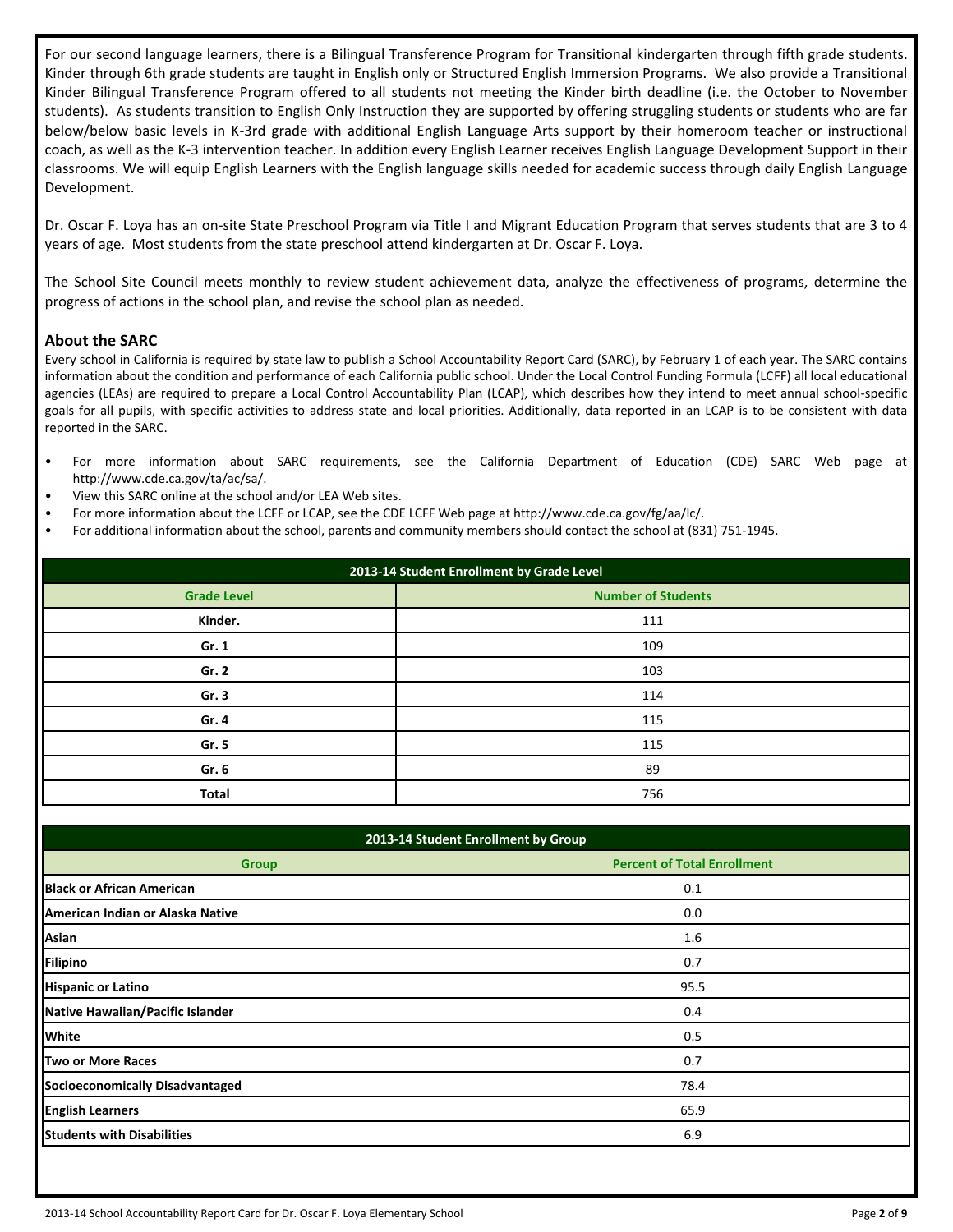For our second language learners, there is a Bilingual Transference Program for Transitional kindergarten through fifth grade students. Kinder through 6th grade students are taught in English only or Structured English Immersion Programs. We also provide a Transitional Kinder Bilingual Transference Program offered to all students not meeting the Kinder birth deadline (i.e. the October to November students). As students transition to English Only Instruction they are supported by offering struggling students or students who are far below/below basic levels in K-3rd grade with additional English Language Arts support by their homeroom teacher or instructional coach, as well as the K-3 intervention teacher. In addition every English Learner receives English Language Development Support in their classrooms. We will equip English Learners with the English language skills needed for academic success through daily English Language Development.

Dr. Oscar F. Loya has an on-site State Preschool Program via Title I and Migrant Education Program that serves students that are 3 to 4 years of age. Most students from the state preschool attend kindergarten at Dr. Oscar F. Loya.

The School Site Council meets monthly to review student achievement data, analyze the effectiveness of programs, determine the progress of actions in the school plan, and revise the school plan as needed.

### About the SARC

Every school in California is required by state law to publish a School Accountability Report Card (SARC), by February 1 of each year. The SARC contains information about the condition and performance of each California public school. Under the Local Control Funding Formula (LCFF) all local educational agencies (LEAs) are required to prepare a Local Control Accountability Plan (LCAP), which describes how they intend to meet annual school-specific goals for all pupils, with specific activities to address state and local priorities. Additionally, data reported in an LCAP is to be consistent with data reported in the SARC.

- For more information about SARC requirements, see the California Department of Education (CDE) SARC Web page at http://www.cde.ca.gov/ta/ac/sa/.
- View this SARC online at the school and/or LEA Web sites.
- For more information about the LCFF or LCAP, see the CDE LCFF Web page at http://www.cde.ca.gov/fg/aa/lc/.
- For additional information about the school, parents and community members should contact the school at (831) 751-1945.

| 2013-14 Student Enrollment by Grade Level | |
|---|---|
| **Grade Level** | **Number of Students** |
| Kinder. | 111 |
| Gr. 1 | 109 |
| Gr. 2 | 103 |
| Gr. 3 | 114 |
| Gr. 4 | 115 |
| Gr. 5 | 115 |
| Gr. 6 | 89 |
| Total | 756 |

| 2013-14 Student Enrollment by Group | |
|---|---|
| **Group** | **Percent of Total Enrollment** |
| Black or African American | 0.1 |
| American Indian or Alaska Native | 0.0 |
| Asian | 1.6 |
| Filipino | 0.7 |
| Hispanic or Latino | 95.5 |
| Native Hawaiian/Pacific Islander | 0.4 |
| White | 0.5 |
| Two or More Races | 0.7 |
| Socioeconomically Disadvantaged | 78.4 |
| English Learners | 65.9 |
| Students with Disabilities | 6.9 |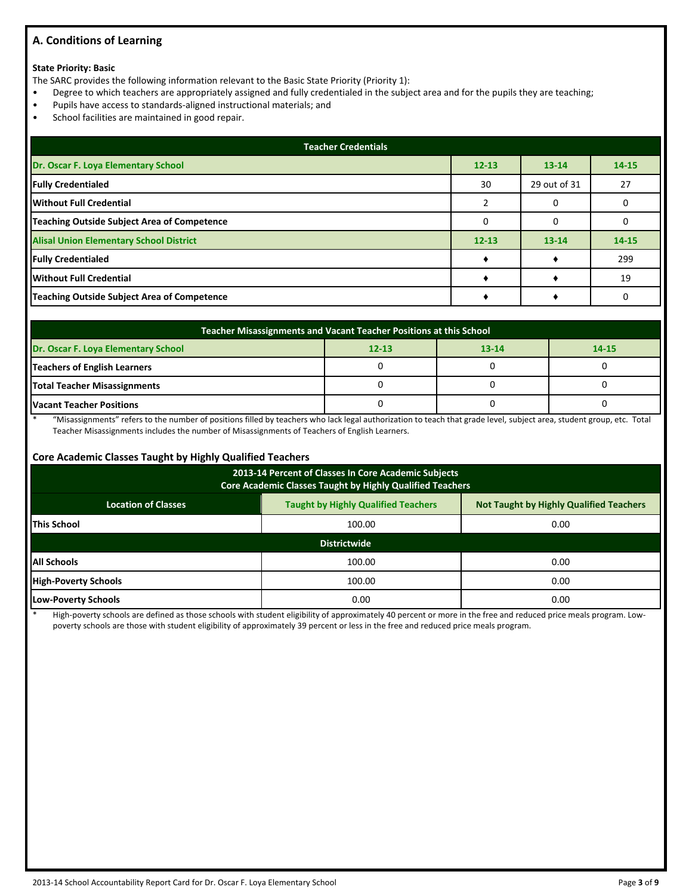## A. Conditions of Learning

**State Priority: Basic**

The SARC provides the following information relevant to the Basic State Priority (Priority 1):

- Degree to which teachers are appropriately assigned and fully credentialed in the subject area and for the pupils they are teaching;
- Pupils have access to standards-aligned instructional materials; and
- School facilities are maintained in good repair.

| Teacher Credentials | | | |
|---|---|---|---|
| **Dr. Oscar F. Loya Elementary School** | **12-13** | **13-14** | **14-15** |
| **Fully Credentialed** | 30 | 29 out of 31 | 27 |
| **Without Full Credential** | 2 | 0 | 0 |
| **Teaching Outside Subject Area of Competence** | 0 | 0 | 0 |
| **Alisal Union Elementary School District** | **12-13** | **13-14** | **14-15** |
| **Fully Credentialed** | ♦ | ♦ | 299 |
| **Without Full Credential** | ♦ | ♦ | 19 |
| **Teaching Outside Subject Area of Competence** | ♦ | ♦ | 0 |

| Teacher Misassignments and Vacant Teacher Positions at this School | | | |
|---|---|---|---|
| **Dr. Oscar F. Loya Elementary School** | **12-13** | **13-14** | **14-15** |
| **Teachers of English Learners** | 0 | 0 | 0 |
| **Total Teacher Misassignments** | 0 | 0 | 0 |
| **Vacant Teacher Positions** | 0 | 0 | 0 |

* "Misassignments" refers to the number of positions filled by teachers who lack legal authorization to teach that grade level, subject area, student group, etc. Total Teacher Misassignments includes the number of Misassignments of Teachers of English Learners.

### Core Academic Classes Taught by Highly Qualified Teachers

| 2013-14 Percent of Classes In Core Academic Subjects Core Academic Classes Taught by Highly Qualified Teachers | | |
|---|---|---|
| **Location of Classes** | **Taught by Highly Qualified Teachers** | **Not Taught by Highly Qualified Teachers** |
| **This School** | 100.00 | 0.00 |
| **Districtwide** | | |
| **All Schools** | 100.00 | 0.00 |
| **High-Poverty Schools** | 100.00 | 0.00 |
| **Low-Poverty Schools** | 0.00 | 0.00 |

* High-poverty schools are defined as those schools with student eligibility of approximately 40 percent or more in the free and reduced price meals program. Low-poverty schools are those with student eligibility of approximately 39 percent or less in the free and reduced price meals program.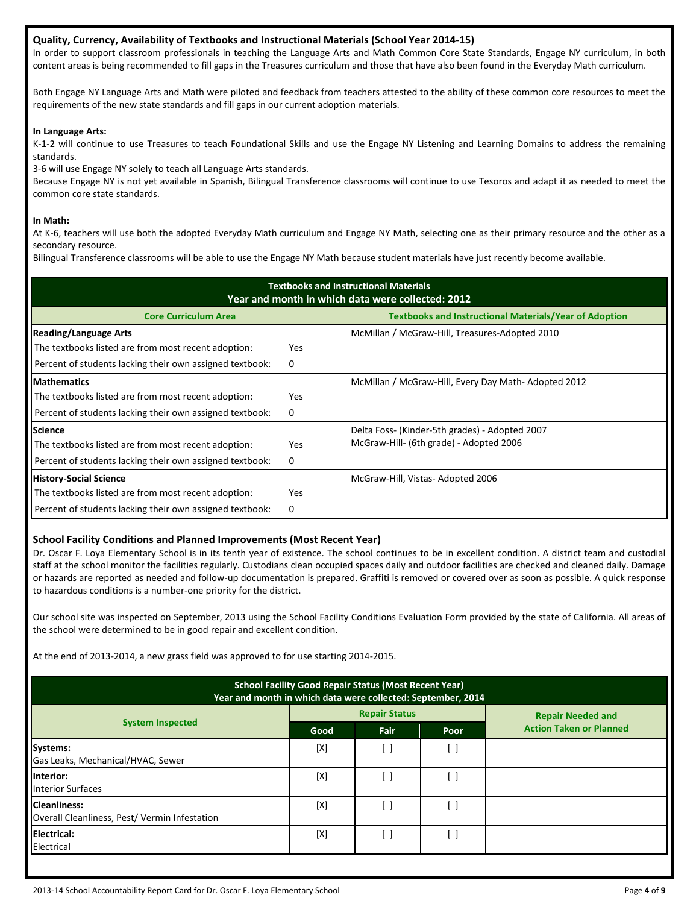## Quality, Currency, Availability of Textbooks and Instructional Materials (School Year 2014-15)

In order to support classroom professionals in teaching the Language Arts and Math Common Core State Standards, Engage NY curriculum, in both content areas is being recommended to fill gaps in the Treasures curriculum and those that have also been found in the Everyday Math curriculum.

Both Engage NY Language Arts and Math were piloted and feedback from teachers attested to the ability of these common core resources to meet the requirements of the new state standards and fill gaps in our current adoption materials.

**In Language Arts:**

K-1-2 will continue to use Treasures to teach Foundational Skills and use the Engage NY Listening and Learning Domains to address the remaining standards.

3-6 will use Engage NY solely to teach all Language Arts standards.

Because Engage NY is not yet available in Spanish, Bilingual Transference classrooms will continue to use Tesoros and adapt it as needed to meet the common core state standards.

**In Math:**

At K-6, teachers will use both the adopted Everyday Math curriculum and Engage NY Math, selecting one as their primary resource and the other as a secondary resource.

Bilingual Transference classrooms will be able to use the Engage NY Math because student materials have just recently become available.

| Textbooks and Instructional Materials<br>Year and month in which data were collected: 2012 | | |
|---|---|---|
| **Core Curriculum Area** | | **Textbooks and Instructional Materials/Year of Adoption** |
| **Reading/Language Arts** | | McMillan / McGraw-Hill, Treasures-Adopted 2010 |
| The textbooks listed are from most recent adoption: | Yes | |
| Percent of students lacking their own assigned textbook: | 0 | |
| **Mathematics** | | McMillan / McGraw-Hill, Every Day Math- Adopted 2012 |
| The textbooks listed are from most recent adoption: | Yes | |
| Percent of students lacking their own assigned textbook: | 0 | |
| **Science** | | Delta Foss- (Kinder-5th grades) - Adopted 2007 |
| The textbooks listed are from most recent adoption: | Yes | McGraw-Hill- (6th grade) - Adopted 2006 |
| Percent of students lacking their own assigned textbook: | 0 | |
| **History-Social Science** | | McGraw-Hill, Vistas- Adopted 2006 |
| The textbooks listed are from most recent adoption: | Yes | |
| Percent of students lacking their own assigned textbook: | 0 | |

## School Facility Conditions and Planned Improvements (Most Recent Year)

Dr. Oscar F. Loya Elementary School is in its tenth year of existence. The school continues to be in excellent condition. A district team and custodial staff at the school monitor the facilities regularly. Custodians clean occupied spaces daily and outdoor facilities are checked and cleaned daily. Damage or hazards are reported as needed and follow-up documentation is prepared. Graffiti is removed or covered over as soon as possible. A quick response to hazardous conditions is a number-one priority for the district.

Our school site was inspected on September, 2013 using the School Facility Conditions Evaluation Form provided by the state of California. All areas of the school were determined to be in good repair and excellent condition.

At the end of 2013-2014, a new grass field was approved to for use starting 2014-2015.

| School Facility Good Repair Status (Most Recent Year)<br>Year and month in which data were collected: September, 2014 | | | | |
|---|---|---|---|---|
| **System Inspected** | **Repair Status** | | | **Repair Needed and Action Taken or Planned** |
| | **Good** | **Fair** | **Poor** | |
| **Systems:**<br>Gas Leaks, Mechanical/HVAC, Sewer | [X] | [ ] | [ ] | |
| **Interior:**<br>Interior Surfaces | [X] | [ ] | [ ] | |
| **Cleanliness:**<br>Overall Cleanliness, Pest/ Vermin Infestation | [X] | [ ] | [ ] | |
| **Electrical:**<br>Electrical | [X] | [ ] | [ ] | |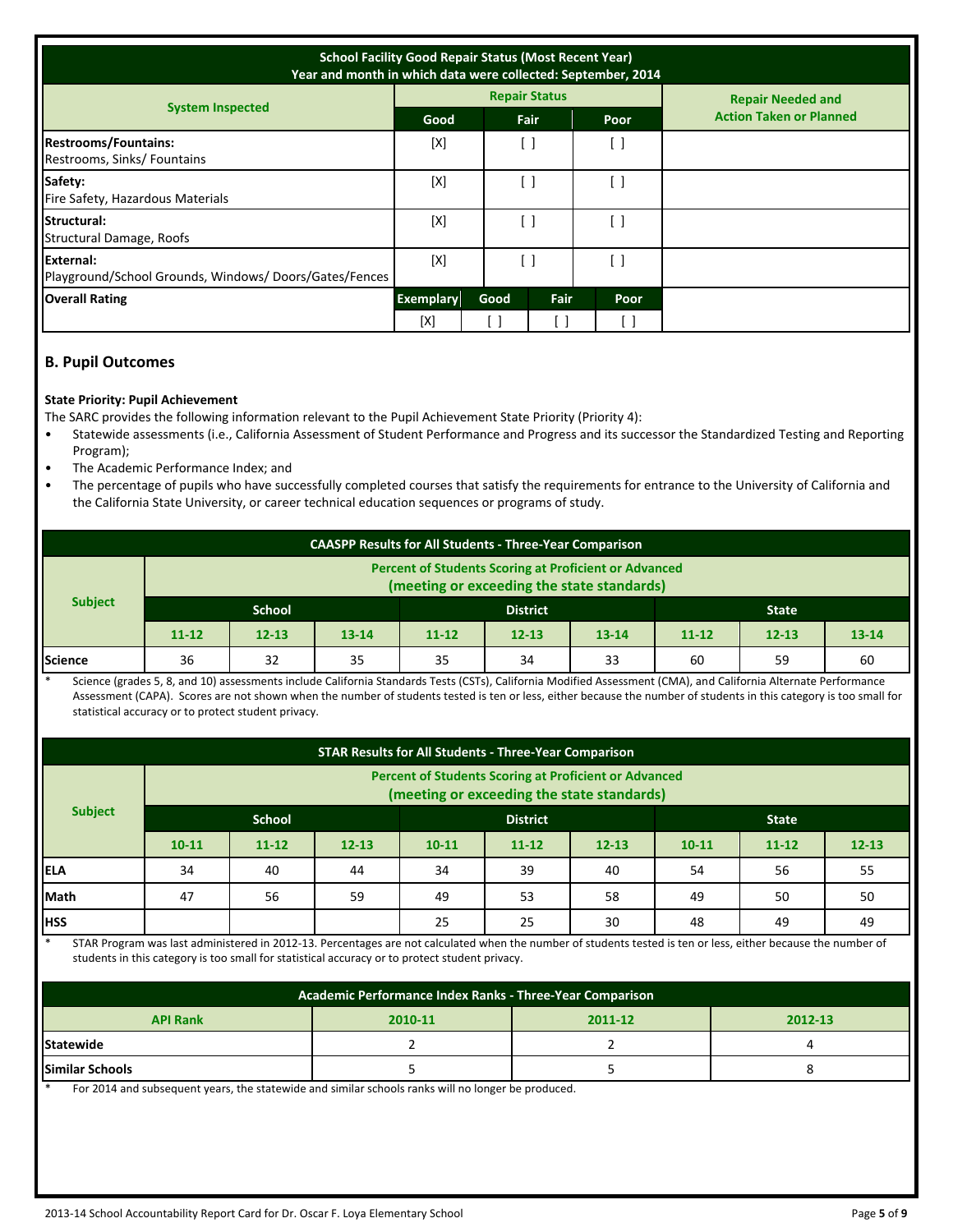| School Facility Good Repair Status (Most Recent Year) Year and month in which data were collected: September, 2014 | | | | |
|---|---|---|---|---|
| System Inspected | Repair Status | | | Repair Needed and Action Taken or Planned |
| | Good | Fair | Poor | |
| **Restrooms/Fountains:** Restrooms, Sinks/ Fountains | [X] | [ ] | [ ] | |
| **Safety:** Fire Safety, Hazardous Materials | [X] | [ ] | [ ] | |
| **Structural:** Structural Damage, Roofs | [X] | [ ] | [ ] | |
| **External:** Playground/School Grounds, Windows/ Doors/Gates/Fences | [X] | [ ] | [ ] | |

| Overall Rating | Exemplary | Good | Fair | Poor |
|---|---|---|---|---|
| | [X] | [ ] | [ ] | [ ] |

## B. Pupil Outcomes

**State Priority: Pupil Achievement**

The SARC provides the following information relevant to the Pupil Achievement State Priority (Priority 4):

- Statewide assessments (i.e., California Assessment of Student Performance and Progress and its successor the Standardized Testing and Reporting Program);
- The Academic Performance Index; and
- The percentage of pupils who have successfully completed courses that satisfy the requirements for entrance to the University of California and the California State University, or career technical education sequences or programs of study.

| CAASPP Results for All Students - Three-Year Comparison | | | | | | | | | |
|---|---|---|---|---|---|---|---|---|---|
| Subject | Percent of Students Scoring at Proficient or Advanced (meeting or exceeding the state standards) | | | | | | | | |
| | School | | | District | | | State | | |
| | 11-12 | 12-13 | 13-14 | 11-12 | 12-13 | 13-14 | 11-12 | 12-13 | 13-14 |
| Science | 36 | 32 | 35 | 35 | 34 | 33 | 60 | 59 | 60 |

\* Science (grades 5, 8, and 10) assessments include California Standards Tests (CSTs), California Modified Assessment (CMA), and California Alternate Performance Assessment (CAPA). Scores are not shown when the number of students tested is ten or less, either because the number of students in this category is too small for statistical accuracy or to protect student privacy.

| STAR Results for All Students - Three-Year Comparison | | | | | | | | | |
|---|---|---|---|---|---|---|---|---|---|
| Subject | Percent of Students Scoring at Proficient or Advanced (meeting or exceeding the state standards) | | | | | | | | |
| | School | | | District | | | State | | |
| | 10-11 | 11-12 | 12-13 | 10-11 | 11-12 | 12-13 | 10-11 | 11-12 | 12-13 |
| ELA | 34 | 40 | 44 | 34 | 39 | 40 | 54 | 56 | 55 |
| Math | 47 | 56 | 59 | 49 | 53 | 58 | 49 | 50 | 50 |
| HSS | | | | 25 | 25 | 30 | 48 | 49 | 49 |

\* STAR Program was last administered in 2012-13. Percentages are not calculated when the number of students tested is ten or less, either because the number of students in this category is too small for statistical accuracy or to protect student privacy.

| Academic Performance Index Ranks - Three-Year Comparison | | | |
|---|---|---|---|
| API Rank | 2010-11 | 2011-12 | 2012-13 |
| Statewide | 2 | 2 | 4 |
| Similar Schools | 5 | 5 | 8 |

\* For 2014 and subsequent years, the statewide and similar schools ranks will no longer be produced.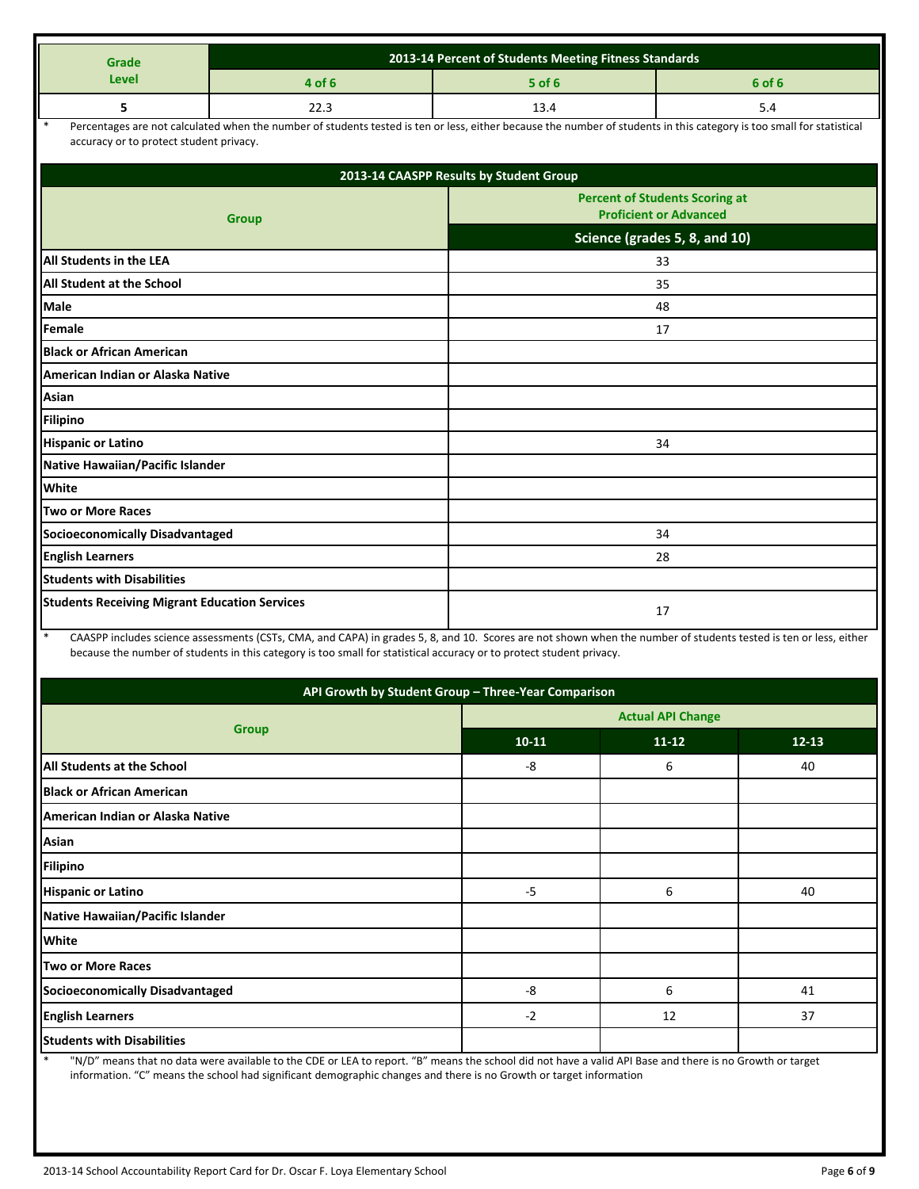| Grade Level | 2013-14 Percent of Students Meeting Fitness Standards | | |
|---|---|---|---|
| | 4 of 6 | 5 of 6 | 6 of 6 |
| 5 | 22.3 | 13.4 | 5.4 |

\* Percentages are not calculated when the number of students tested is ten or less, either because the number of students in this category is too small for statistical accuracy or to protect student privacy.

| 2013-14 CAASPP Results by Student Group | |
|---|---|
| Group | Percent of Students Scoring at Proficient or Advanced |
| | Science (grades 5, 8, and 10) |
| All Students in the LEA | 33 |
| All Student at the School | 35 |
| Male | 48 |
| Female | 17 |
| Black or African American | |
| American Indian or Alaska Native | |
| Asian | |
| Filipino | |
| Hispanic or Latino | 34 |
| Native Hawaiian/Pacific Islander | |
| White | |
| Two or More Races | |
| Socioeconomically Disadvantaged | 34 |
| English Learners | 28 |
| Students with Disabilities | |
| Students Receiving Migrant Education Services | 17 |

\* CAASPP includes science assessments (CSTs, CMA, and CAPA) in grades 5, 8, and 10. Scores are not shown when the number of students tested is ten or less, either because the number of students in this category is too small for statistical accuracy or to protect student privacy.

| API Growth by Student Group – Three-Year Comparison | | | |
|---|---|---|---|
| Group | Actual API Change | | |
| | 10-11 | 11-12 | 12-13 |
| All Students at the School | -8 | 6 | 40 |
| Black or African American | | | |
| American Indian or Alaska Native | | | |
| Asian | | | |
| Filipino | | | |
| Hispanic or Latino | -5 | 6 | 40 |
| Native Hawaiian/Pacific Islander | | | |
| White | | | |
| Two or More Races | | | |
| Socioeconomically Disadvantaged | -8 | 6 | 41 |
| English Learners | -2 | 12 | 37 |
| Students with Disabilities | | | |

\* "N/D" means that no data were available to the CDE or LEA to report. "B" means the school did not have a valid API Base and there is no Growth or target information. "C" means the school had significant demographic changes and there is no Growth or target information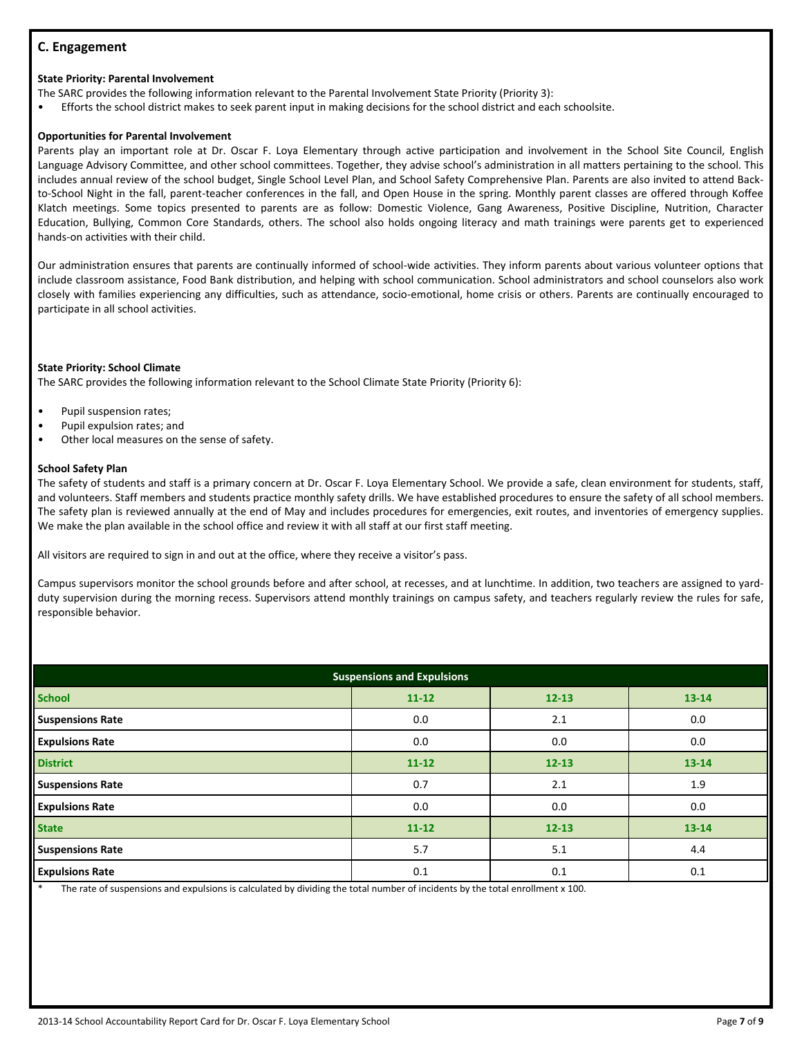## C. Engagement

**State Priority: Parental Involvement**

The SARC provides the following information relevant to the Parental Involvement State Priority (Priority 3):

- Efforts the school district makes to seek parent input in making decisions for the school district and each schoolsite.

**Opportunities for Parental Involvement**

Parents play an important role at Dr. Oscar F. Loya Elementary through active participation and involvement in the School Site Council, English Language Advisory Committee, and other school committees. Together, they advise school's administration in all matters pertaining to the school. This includes annual review of the school budget, Single School Level Plan, and School Safety Comprehensive Plan. Parents are also invited to attend Back-to-School Night in the fall, parent-teacher conferences in the fall, and Open House in the spring. Monthly parent classes are offered through Koffee Klatch meetings. Some topics presented to parents are as follow: Domestic Violence, Gang Awareness, Positive Discipline, Nutrition, Character Education, Bullying, Common Core Standards, others. The school also holds ongoing literacy and math trainings were parents get to experienced hands-on activities with their child.

Our administration ensures that parents are continually informed of school-wide activities. They inform parents about various volunteer options that include classroom assistance, Food Bank distribution, and helping with school communication. School administrators and school counselors also work closely with families experiencing any difficulties, such as attendance, socio-emotional, home crisis or others. Parents are continually encouraged to participate in all school activities.

**State Priority: School Climate**

The SARC provides the following information relevant to the School Climate State Priority (Priority 6):

- Pupil suspension rates;
- Pupil expulsion rates; and
- Other local measures on the sense of safety.

**School Safety Plan**

The safety of students and staff is a primary concern at Dr. Oscar F. Loya Elementary School. We provide a safe, clean environment for students, staff, and volunteers. Staff members and students practice monthly safety drills. We have established procedures to ensure the safety of all school members. The safety plan is reviewed annually at the end of May and includes procedures for emergencies, exit routes, and inventories of emergency supplies. We make the plan available in the school office and review it with all staff at our first staff meeting.

All visitors are required to sign in and out at the office, where they receive a visitor's pass.

Campus supervisors monitor the school grounds before and after school, at recesses, and at lunchtime. In addition, two teachers are assigned to yard-duty supervision during the morning recess. Supervisors attend monthly trainings on campus safety, and teachers regularly review the rules for safe, responsible behavior.

| Suspensions and Expulsions | | | |
|---|---|---|---|
| **School** | **11-12** | **12-13** | **13-14** |
| **Suspensions Rate** | 0.0 | 2.1 | 0.0 |
| **Expulsions Rate** | 0.0 | 0.0 | 0.0 |
| **District** | **11-12** | **12-13** | **13-14** |
| **Suspensions Rate** | 0.7 | 2.1 | 1.9 |
| **Expulsions Rate** | 0.0 | 0.0 | 0.0 |
| **State** | **11-12** | **12-13** | **13-14** |
| **Suspensions Rate** | 5.7 | 5.1 | 4.4 |
| **Expulsions Rate** | 0.1 | 0.1 | 0.1 |

\* The rate of suspensions and expulsions is calculated by dividing the total number of incidents by the total enrollment x 100.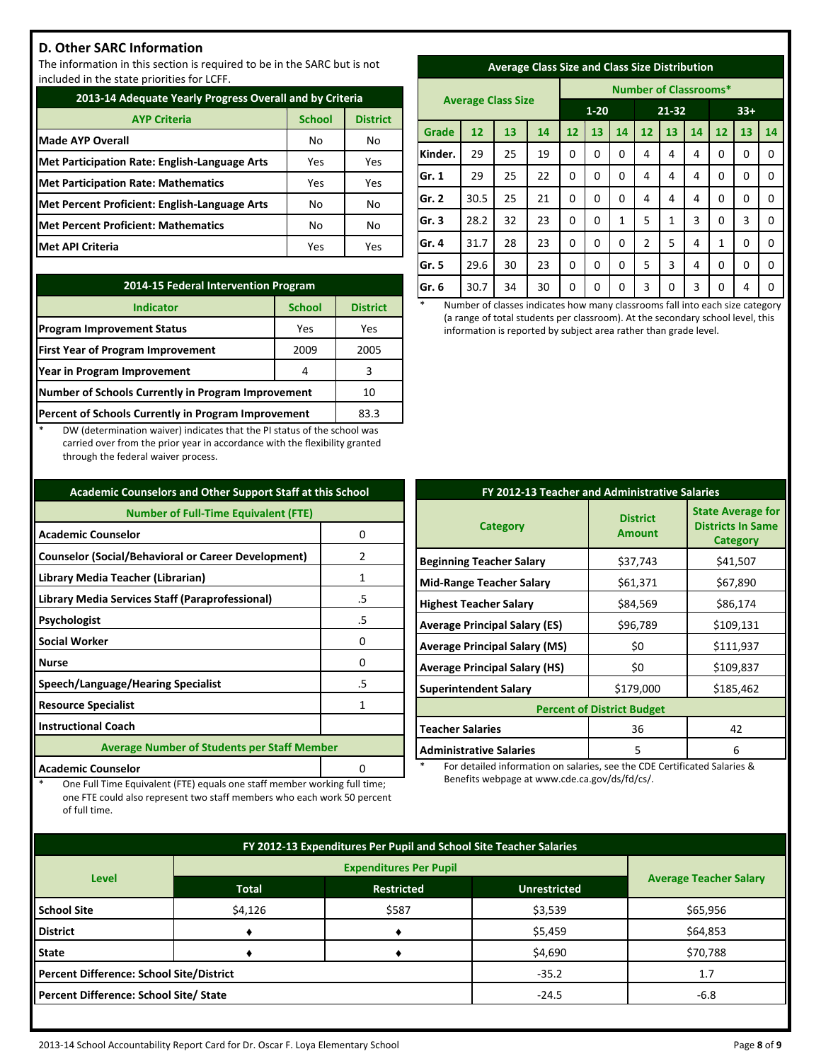## D. Other SARC Information

The information in this section is required to be in the SARC but is not included in the state priorities for LCFF.

| 2013-14 Adequate Yearly Progress Overall and by Criteria | | |
|---|---|---|
| AYP Criteria | School | District |
| Made AYP Overall | No | No |
| Met Participation Rate: English-Language Arts | Yes | Yes |
| Met Participation Rate: Mathematics | Yes | Yes |
| Met Percent Proficient: English-Language Arts | No | No |
| Met Percent Proficient: Mathematics | No | No |
| Met API Criteria | Yes | Yes |

| 2014-15 Federal Intervention Program | | |
|---|---|---|
| Indicator | School | District |
| Program Improvement Status | Yes | Yes |
| First Year of Program Improvement | 2009 | 2005 |
| Year in Program Improvement | 4 | 3 |
| Number of Schools Currently in Program Improvement | | 10 |
| Percent of Schools Currently in Program Improvement | | 83.3 |

\* DW (determination waiver) indicates that the PI status of the school was carried over from the prior year in accordance with the flexibility granted through the federal waiver process.

| Average Class Size and Class Size Distribution | | | | | | | | | | | | | |
|---|---|---|---|---|---|---|---|---|---|---|---|---|---|
| | Average Class Size | | | Number of Classrooms* | | | | | | | | | |
| | | | | 1-20 | | | 21-32 | | | 33+ | | | |
| Grade | 12 | 13 | 14 | 12 | 13 | 14 | 12 | 13 | 14 | 12 | 13 | 14 |
| Kinder. | 29 | 25 | 19 | 0 | 0 | 0 | 4 | 4 | 4 | 0 | 0 | 0 |
| Gr. 1 | 29 | 25 | 22 | 0 | 0 | 0 | 4 | 4 | 4 | 0 | 0 | 0 |
| Gr. 2 | 30.5 | 25 | 21 | 0 | 0 | 0 | 4 | 4 | 4 | 0 | 0 | 0 |
| Gr. 3 | 28.2 | 32 | 23 | 0 | 0 | 1 | 5 | 1 | 3 | 0 | 3 | 0 |
| Gr. 4 | 31.7 | 28 | 23 | 0 | 0 | 0 | 2 | 5 | 4 | 1 | 0 | 0 |
| Gr. 5 | 29.6 | 30 | 23 | 0 | 0 | 0 | 5 | 3 | 4 | 0 | 0 | 0 |
| Gr. 6 | 30.7 | 34 | 30 | 0 | 0 | 0 | 3 | 0 | 3 | 0 | 4 | 0 |

\* Number of classes indicates how many classrooms fall into each size category (a range of total students per classroom). At the secondary school level, this information is reported by subject area rather than grade level.

| Academic Counselors and Other Support Staff at this School | |
|---|---|
| Number of Full-Time Equivalent (FTE) | |
| Academic Counselor | 0 |
| Counselor (Social/Behavioral or Career Development) | 2 |
| Library Media Teacher (Librarian) | 1 |
| Library Media Services Staff (Paraprofessional) | .5 |
| Psychologist | .5 |
| Social Worker | 0 |
| Nurse | 0 |
| Speech/Language/Hearing Specialist | .5 |
| Resource Specialist | 1 |
| Instructional Coach | |
| Average Number of Students per Staff Member | |
| Academic Counselor | 0 |

\* One Full Time Equivalent (FTE) equals one staff member working full time; one FTE could also represent two staff members who each work 50 percent of full time.

| FY 2012-13 Teacher and Administrative Salaries | | |
|---|---|---|
| Category | District Amount | State Average for Districts In Same Category |
| Beginning Teacher Salary | $37,743 | $41,507 |
| Mid-Range Teacher Salary | $61,371 | $67,890 |
| Highest Teacher Salary | $84,569 | $86,174 |
| Average Principal Salary (ES) | $96,789 | $109,131 |
| Average Principal Salary (MS) | $0 | $111,937 |
| Average Principal Salary (HS) | $0 | $109,837 |
| Superintendent Salary | $179,000 | $185,462 |
| Percent of District Budget | | |
| Teacher Salaries | 36 | 42 |
| Administrative Salaries | 5 | 6 |

\* For detailed information on salaries, see the CDE Certificated Salaries & Benefits webpage at www.cde.ca.gov/ds/fd/cs/.

| FY 2012-13 Expenditures Per Pupil and School Site Teacher Salaries | | | | |
|---|---|---|---|---|
| Level | Expenditures Per Pupil | | | Average Teacher Salary |
| | Total | Restricted | Unrestricted | |
| School Site | $4,126 | $587 | $3,539 | $65,956 |
| District | ♦ | ♦ | $5,459 | $64,853 |
| State | ♦ | ♦ | $4,690 | $70,788 |
| Percent Difference: School Site/District | | | -35.2 | 1.7 |
| Percent Difference: School Site/ State | | | -24.5 | -6.8 |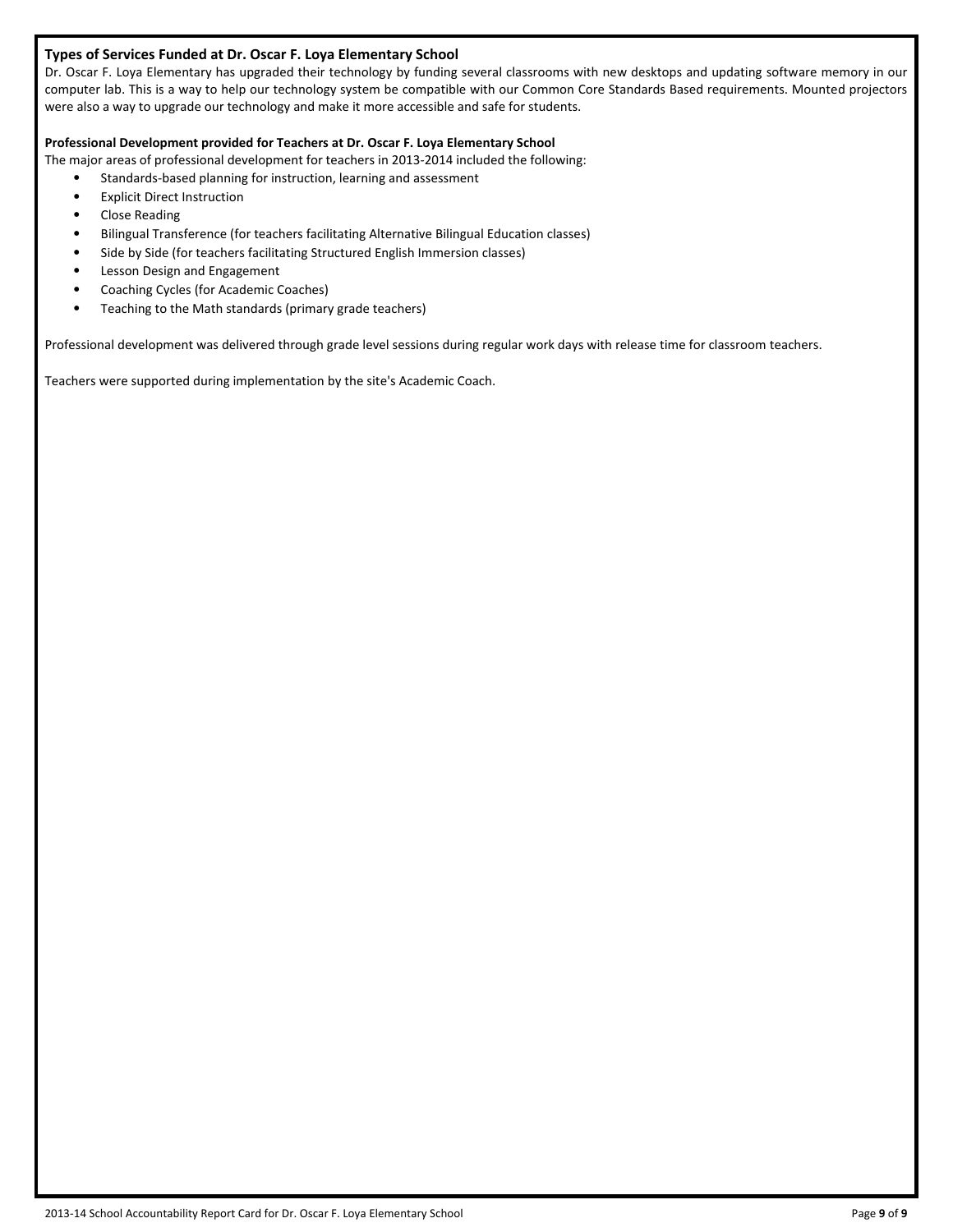### Types of Services Funded at Dr. Oscar F. Loya Elementary School

Dr. Oscar F. Loya Elementary has upgraded their technology by funding several classrooms with new desktops and updating software memory in our computer lab. This is a way to help our technology system be compatible with our Common Core Standards Based requirements. Mounted projectors were also a way to upgrade our technology and make it more accessible and safe for students.

### Professional Development provided for Teachers at Dr. Oscar F. Loya Elementary School

The major areas of professional development for teachers in 2013-2014 included the following:

- Standards-based planning for instruction, learning and assessment
- Explicit Direct Instruction
- Close Reading
- Bilingual Transference (for teachers facilitating Alternative Bilingual Education classes)
- Side by Side (for teachers facilitating Structured English Immersion classes)
- Lesson Design and Engagement
- Coaching Cycles (for Academic Coaches)
- Teaching to the Math standards (primary grade teachers)

Professional development was delivered through grade level sessions during regular work days with release time for classroom teachers.

Teachers were supported during implementation by the site's Academic Coach.